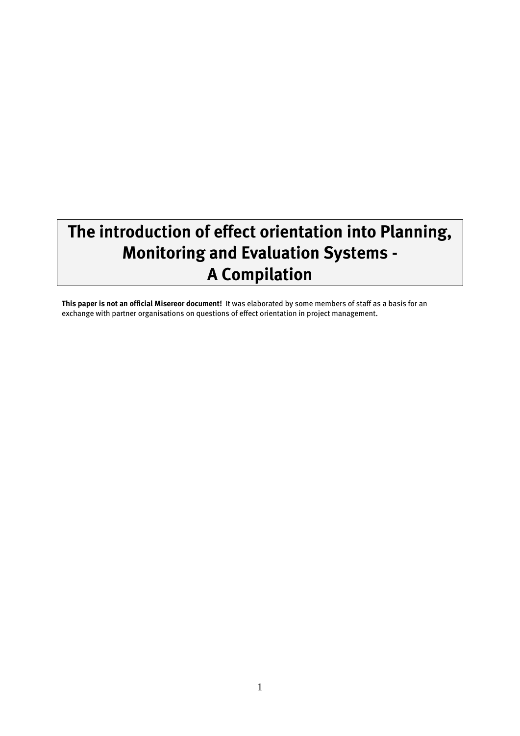# The introduction of effect orientation into Planning, Monitoring and Evaluation Systems - A Compilation

**This paper is not an official Misereor document!** It was elaborated by some members of staff as a basis for an exchange with partner organisations on questions of effect orientation in project management.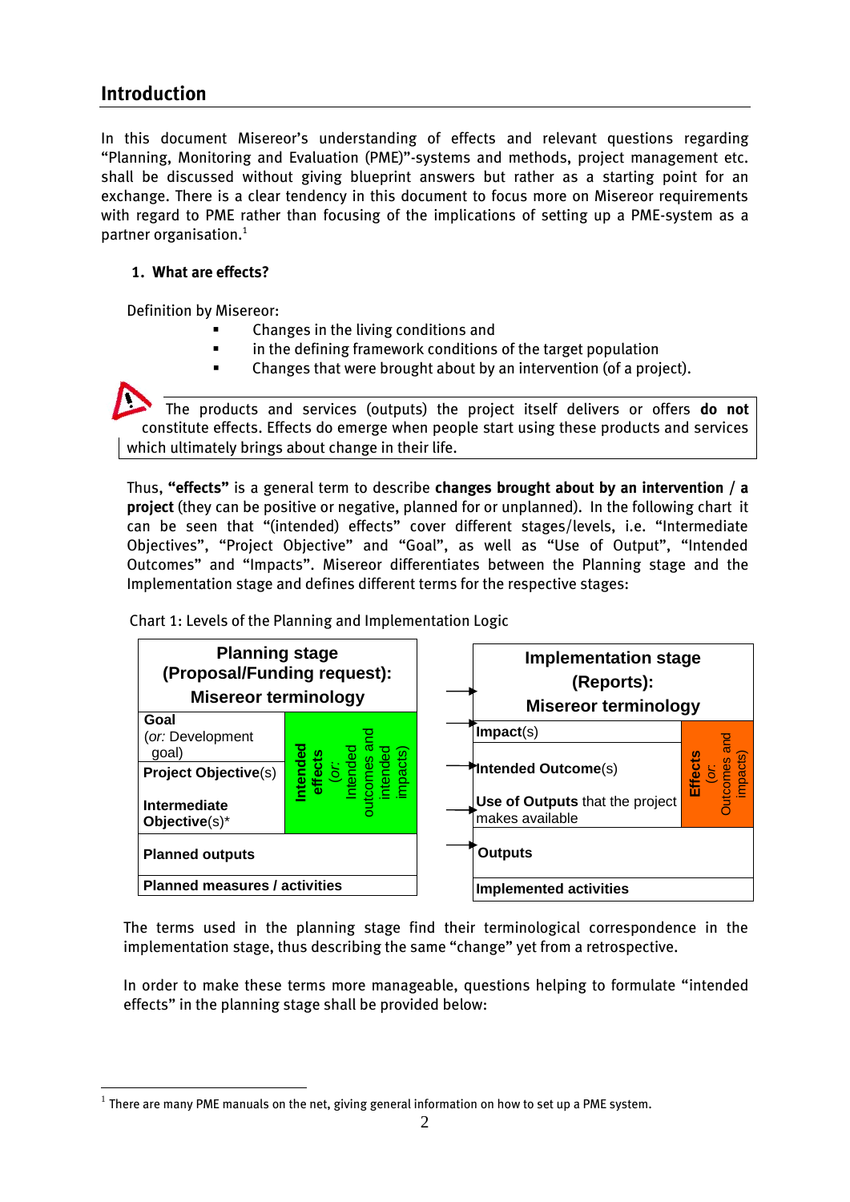## Introduction

In this document Misereor's understanding of effects and relevant questions regarding "Planning, Monitoring and Evaluation (PME)"-systems and methods, project management etc. shall be discussed without giving blueprint answers but rather as a starting point for an exchange. There is a clear tendency in this document to focus more on Misereor requirements with regard to PME rather than focusing of the implications of setting up a PME-system as a partner organisation.[1]

### 1. What are effects?

Definition by Misereor:

- Changes in the living conditions and
- in the defining framework conditions of the target population
- Changes that were brought about by an intervention (of a project).

> The products and services (outputs) the project itself delivers or offers **do not** constitute effects. Effects do emerge when people start using these products and services which ultimately brings about change in their life.

Thus, **"effects"** is a general term to describe **changes brought about by an intervention / a project** (they can be positive or negative, planned for or unplanned). In the following chart it can be seen that "(intended) effects" cover different stages/levels, i.e. "Intermediate Objectives", "Project Objective" and "Goal", as well as "Use of Output", "Intended Outcomes" and "Impacts". Misereor differentiates between the Planning stage and the Implementation stage and defines different terms for the respective stages:

Chart 1: Levels of the Planning and Implementation Logic

| Planning stage (Proposal/Funding request): Misereor terminology | | | Implementation stage (Reports): Misereor terminology | |
|---|---|---|---|---|
| **Goal** (*or:* Development goal) | **Intended effects** (*or:* Intended outcomes and intended impacts) | → | **Impact**(s) | **Effects** (*or:* Outcomes and impacts) |
| **Project Objective**(s) | | → | **Intended Outcome**(s) | |
| **Intermediate Objective**(s)* | | → | **Use of Outputs** that the project makes available | |
| **Planned outputs** | | → | **Outputs** | |
| **Planned measures / activities** | | | **Implemented activities** | |

The terms used in the planning stage find their terminological correspondence in the implementation stage, thus describing the same "change" yet from a retrospective.

In order to make these terms more manageable, questions helping to formulate "intended effects" in the planning stage shall be provided below:

[1] There are many PME manuals on the net, giving general information on how to set up a PME system.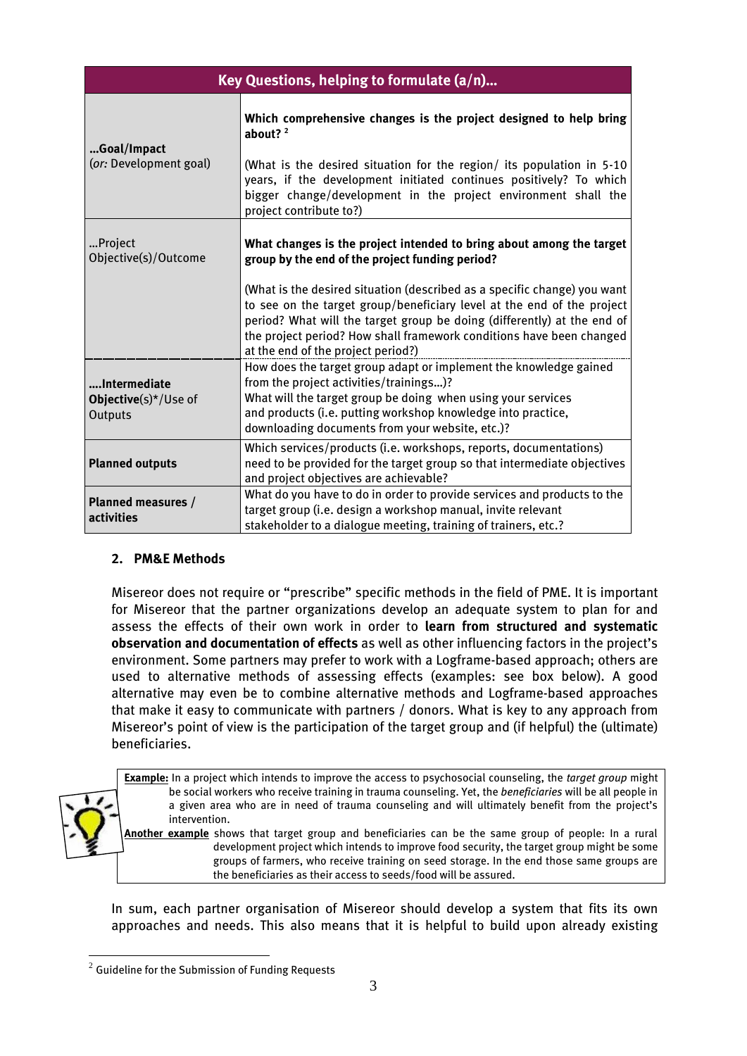| Key Questions, helping to formulate (a/n)... | |
|---|---|
| **...Goal/Impact** (*or:* Development goal) | **Which comprehensive changes is the project designed to help bring about?** [2]<br><br>(What is the desired situation for the region/ its population in 5-10 years, if the development initiated continues positively? To which bigger change/development in the project environment shall the project contribute to?) |
| ...Project Objective(s)/Outcome | **What changes is the project intended to bring about among the target group by the end of the project funding period?**<br><br>(What is the desired situation (described as a specific change) you want to see on the target group/beneficiary level at the end of the project period? What will the target group be doing (differently) at the end of the project period? How shall framework conditions have been changed at the end of the project period?) |
| **....Intermediate Objective**(s)*/Use of Outputs | How does the target group adapt or implement the knowledge gained from the project activities/trainings...)?<br>What will the target group be doing when using your services and products (i.e. putting workshop knowledge into practice, downloading documents from your website, etc.)? |
| **Planned outputs** | Which services/products (i.e. workshops, reports, documentations) need to be provided for the target group so that intermediate objectives and project objectives are achievable? |
| **Planned measures / activities** | What do you have to do in order to provide services and products to the target group (i.e. design a workshop manual, invite relevant stakeholder to a dialogue meeting, training of trainers, etc.? |

## 2. PM&E Methods

Misereor does not require or "prescribe" specific methods in the field of PME. It is important for Misereor that the partner organizations develop an adequate system to plan for and assess the effects of their own work in order to **learn from structured and systematic observation and documentation of effects** as well as other influencing factors in the project's environment. Some partners may prefer to work with a Logframe-based approach; others are used to alternative methods of assessing effects (examples: see box below). A good alternative may even be to combine alternative methods and Logframe-based approaches that make it easy to communicate with partners / donors. What is key to any approach from Misereor's point of view is the participation of the target group and (if helpful) the (ultimate) beneficiaries.

> **Example:** In a project which intends to improve the access to psychosocial counseling, the *target group* might be social workers who receive training in trauma counseling. Yet, the *beneficiaries* will be all people in a given area who are in need of trauma counseling and will ultimately benefit from the project's intervention.
>
> **Another example** shows that target group and beneficiaries can be the same group of people: In a rural development project which intends to improve food security, the target group might be some groups of farmers, who receive training on seed storage. In the end those same groups are the beneficiaries as their access to seeds/food will be assured.

In sum, each partner organisation of Misereor should develop a system that fits its own approaches and needs. This also means that it is helpful to build upon already existing

---

[2] Guideline for the Submission of Funding Requests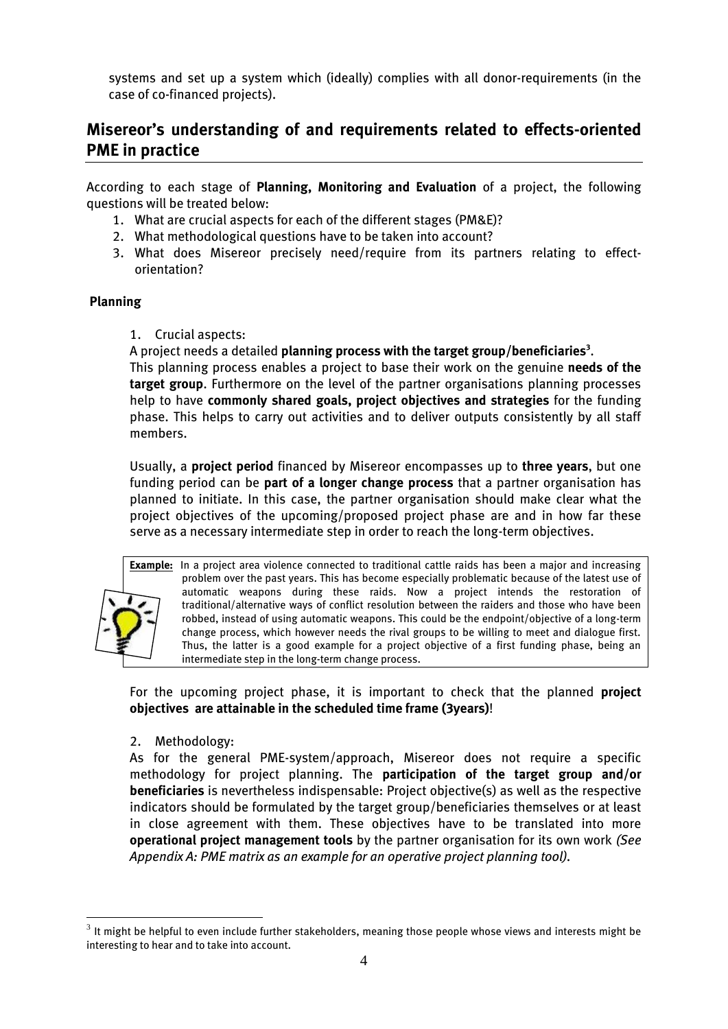systems and set up a system which (ideally) complies with all donor-requirements (in the case of co-financed projects).

## Misereor's understanding of and requirements related to effects-oriented PME in practice

According to each stage of **Planning, Monitoring and Evaluation** of a project, the following questions will be treated below:

1. What are crucial aspects for each of the different stages (PM&E)?
2. What methodological questions have to be taken into account?
3. What does Misereor precisely need/require from its partners relating to effect-orientation?

### Planning

1. Crucial aspects:

A project needs a detailed **planning process with the target group/beneficiaries**[3].

This planning process enables a project to base their work on the genuine **needs of the target group**. Furthermore on the level of the partner organisations planning processes help to have **commonly shared goals, project objectives and strategies** for the funding phase. This helps to carry out activities and to deliver outputs consistently by all staff members.

Usually, a **project period** financed by Misereor encompasses up to **three years**, but one funding period can be **part of a longer change process** that a partner organisation has planned to initiate. In this case, the partner organisation should make clear what the project objectives of the upcoming/proposed project phase are and in how far these serve as a necessary intermediate step in order to reach the long-term objectives.

> **Example:** In a project area violence connected to traditional cattle raids has been a major and increasing problem over the past years. This has become especially problematic because of the latest use of automatic weapons during these raids. Now a project intends the restoration of traditional/alternative ways of conflict resolution between the raiders and those who have been robbed, instead of using automatic weapons. This could be the endpoint/objective of a long-term change process, which however needs the rival groups to be willing to meet and dialogue first. Thus, the latter is a good example for a project objective of a first funding phase, being an intermediate step in the long-term change process.

For the upcoming project phase, it is important to check that the planned **project objectives are attainable in the scheduled time frame (3years)**!

2. Methodology:

As for the general PME-system/approach, Misereor does not require a specific methodology for project planning. The **participation of the target group and/or beneficiaries** is nevertheless indispensable: Project objective(s) as well as the respective indicators should be formulated by the target group/beneficiaries themselves or at least in close agreement with them. These objectives have to be translated into more **operational project management tools** by the partner organisation for its own work *(See Appendix A: PME matrix as an example for an operative project planning tool)*.

---

[3] It might be helpful to even include further stakeholders, meaning those people whose views and interests might be interesting to hear and to take into account.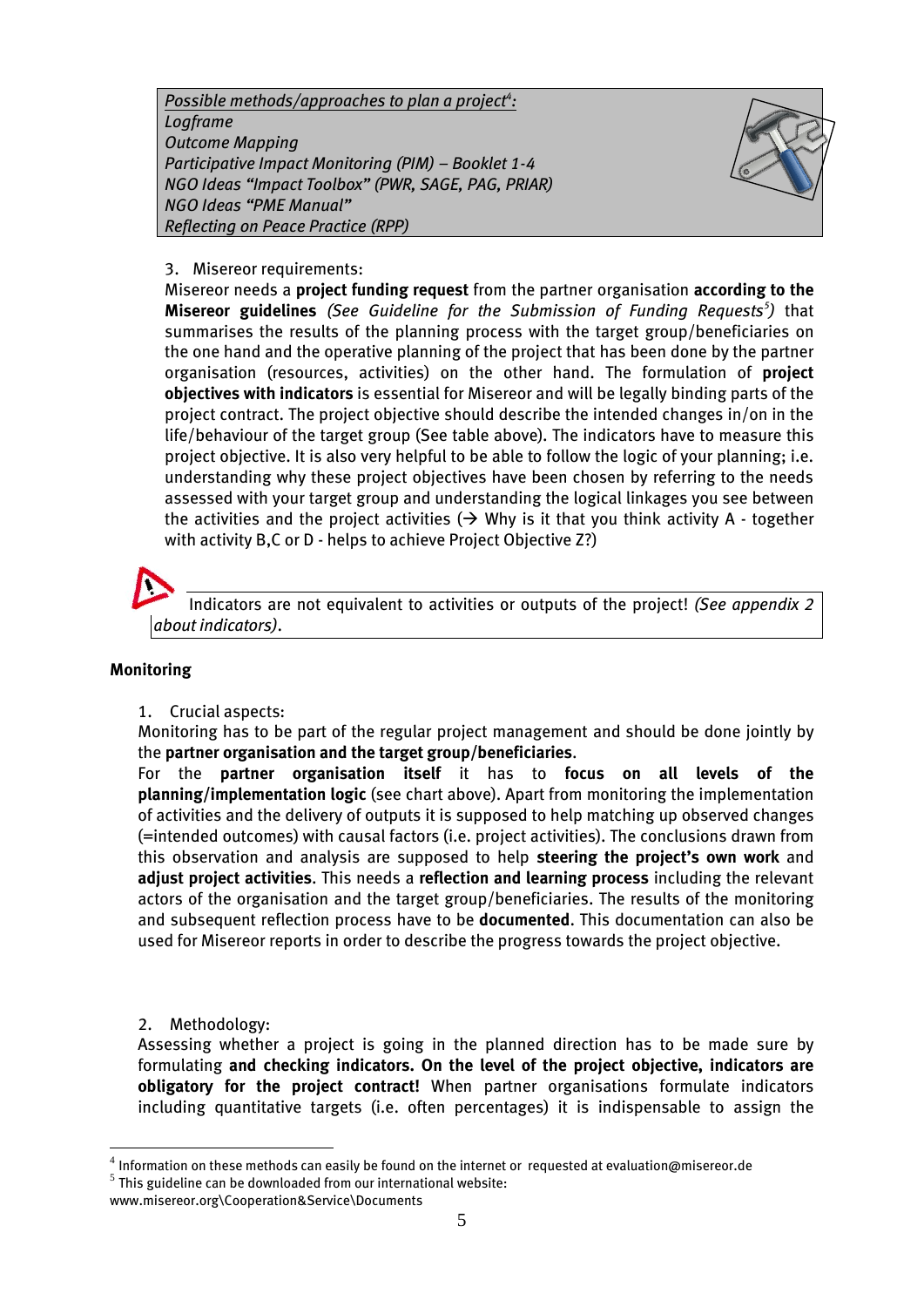*Possible methods/approaches to plan a project[4]:*
*Logframe*
*Outcome Mapping*
*Participative Impact Monitoring (PIM) – Booklet 1-4*
*NGO Ideas "Impact Toolbox" (PWR, SAGE, PAG, PRIAR)*
*NGO Ideas "PME Manual"*
*Reflecting on Peace Practice (RPP)*

3. Misereor requirements:

Misereor needs a **project funding request** from the partner organisation **according to the Misereor guidelines** *(See Guideline for the Submission of Funding Requests[5])* that summarises the results of the planning process with the target group/beneficiaries on the one hand and the operative planning of the project that has been done by the partner organisation (resources, activities) on the other hand. The formulation of **project objectives with indicators** is essential for Misereor and will be legally binding parts of the project contract. The project objective should describe the intended changes in/on in the life/behaviour of the target group (See table above). The indicators have to measure this project objective. It is also very helpful to be able to follow the logic of your planning; i.e. understanding why these project objectives have been chosen by referring to the needs assessed with your target group and understanding the logical linkages you see between the activities and the project activities (→ Why is it that you think activity A - together with activity B,C or D - helps to achieve Project Objective Z?)

Indicators are not equivalent to activities or outputs of the project! *(See appendix 2 about indicators)*.

**Monitoring**

1. Crucial aspects:

Monitoring has to be part of the regular project management and should be done jointly by the **partner organisation and the target group/beneficiaries**.

For the **partner organisation itself** it has to **focus on all levels of the planning/implementation logic** (see chart above). Apart from monitoring the implementation of activities and the delivery of outputs it is supposed to help matching up observed changes (=intended outcomes) with causal factors (i.e. project activities). The conclusions drawn from this observation and analysis are supposed to help **steering the project's own work** and **adjust project activities**. This needs a **reflection and learning process** including the relevant actors of the organisation and the target group/beneficiaries. The results of the monitoring and subsequent reflection process have to be **documented**. This documentation can also be used for Misereor reports in order to describe the progress towards the project objective.

2. Methodology:

Assessing whether a project is going in the planned direction has to be made sure by formulating **and checking indicators. On the level of the project objective, indicators are obligatory for the project contract!** When partner organisations formulate indicators including quantitative targets (i.e. often percentages) it is indispensable to assign the

---

[4] Information on these methods can easily be found on the internet or requested at evaluation@misereor.de
[5] This guideline can be downloaded from our international website: www.misereor.org\Cooperation&Service\Documents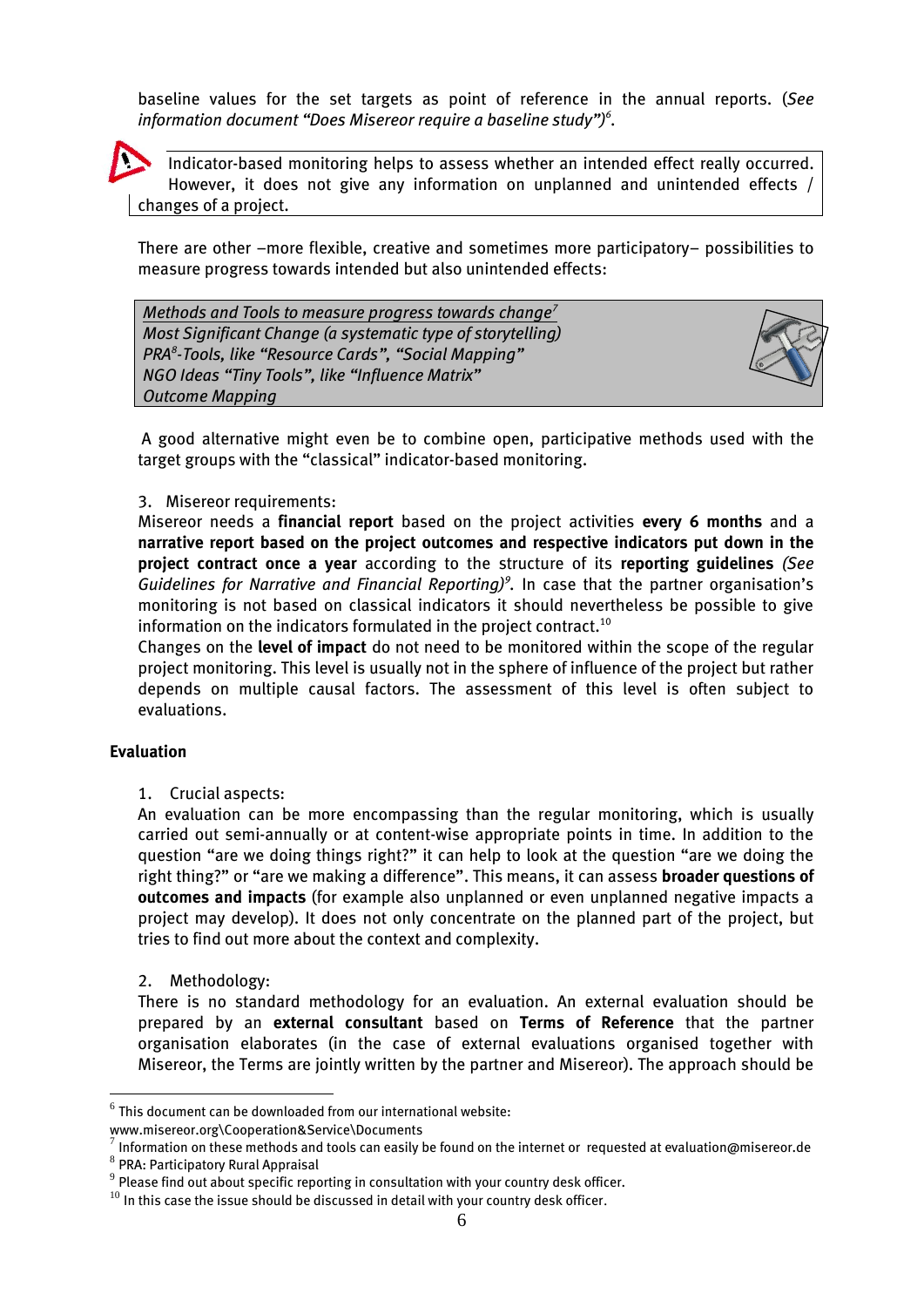baseline values for the set targets as point of reference in the annual reports. (*See information document "Does Misereor require a baseline study")*[6].

> Indicator-based monitoring helps to assess whether an intended effect really occurred. However, it does not give any information on unplanned and unintended effects / changes of a project.

There are other –more flexible, creative and sometimes more participatory– possibilities to measure progress towards intended but also unintended effects:

> *Methods and Tools to measure progress towards change*[7]
> *Most Significant Change (a systematic type of storytelling)*
> *PRA*[8]*-Tools, like "Resource Cards", "Social Mapping"*
> *NGO Ideas "Tiny Tools", like "Influence Matrix"*
> *Outcome Mapping*

A good alternative might even be to combine open, participative methods used with the target groups with the "classical" indicator-based monitoring.

3. Misereor requirements:

Misereor needs a **financial report** based on the project activities **every 6 months** and a **narrative report based on the project outcomes and respective indicators put down in the project contract once a year** according to the structure of its **reporting guidelines** *(See Guidelines for Narrative and Financial Reporting)*[9]. In case that the partner organisation's monitoring is not based on classical indicators it should nevertheless be possible to give information on the indicators formulated in the project contract.[10]

Changes on the **level of impact** do not need to be monitored within the scope of the regular project monitoring. This level is usually not in the sphere of influence of the project but rather depends on multiple causal factors. The assessment of this level is often subject to evaluations.

**Evaluation**

1. Crucial aspects:

An evaluation can be more encompassing than the regular monitoring, which is usually carried out semi-annually or at content-wise appropriate points in time. In addition to the question "are we doing things right?" it can help to look at the question "are we doing the right thing?" or "are we making a difference". This means, it can assess **broader questions of outcomes and impacts** (for example also unplanned or even unplanned negative impacts a project may develop). It does not only concentrate on the planned part of the project, but tries to find out more about the context and complexity.

2. Methodology:

There is no standard methodology for an evaluation. An external evaluation should be prepared by an **external consultant** based on **Terms of Reference** that the partner organisation elaborates (in the case of external evaluations organised together with Misereor, the Terms are jointly written by the partner and Misereor). The approach should be

---

[6] This document can be downloaded from our international website: www.misereor.org\Cooperation&Service\Documents

[7] Information on these methods and tools can easily be found on the internet or requested at evaluation@misereor.de

[8] PRA: Participatory Rural Appraisal

[9] Please find out about specific reporting in consultation with your country desk officer.

[10] In this case the issue should be discussed in detail with your country desk officer.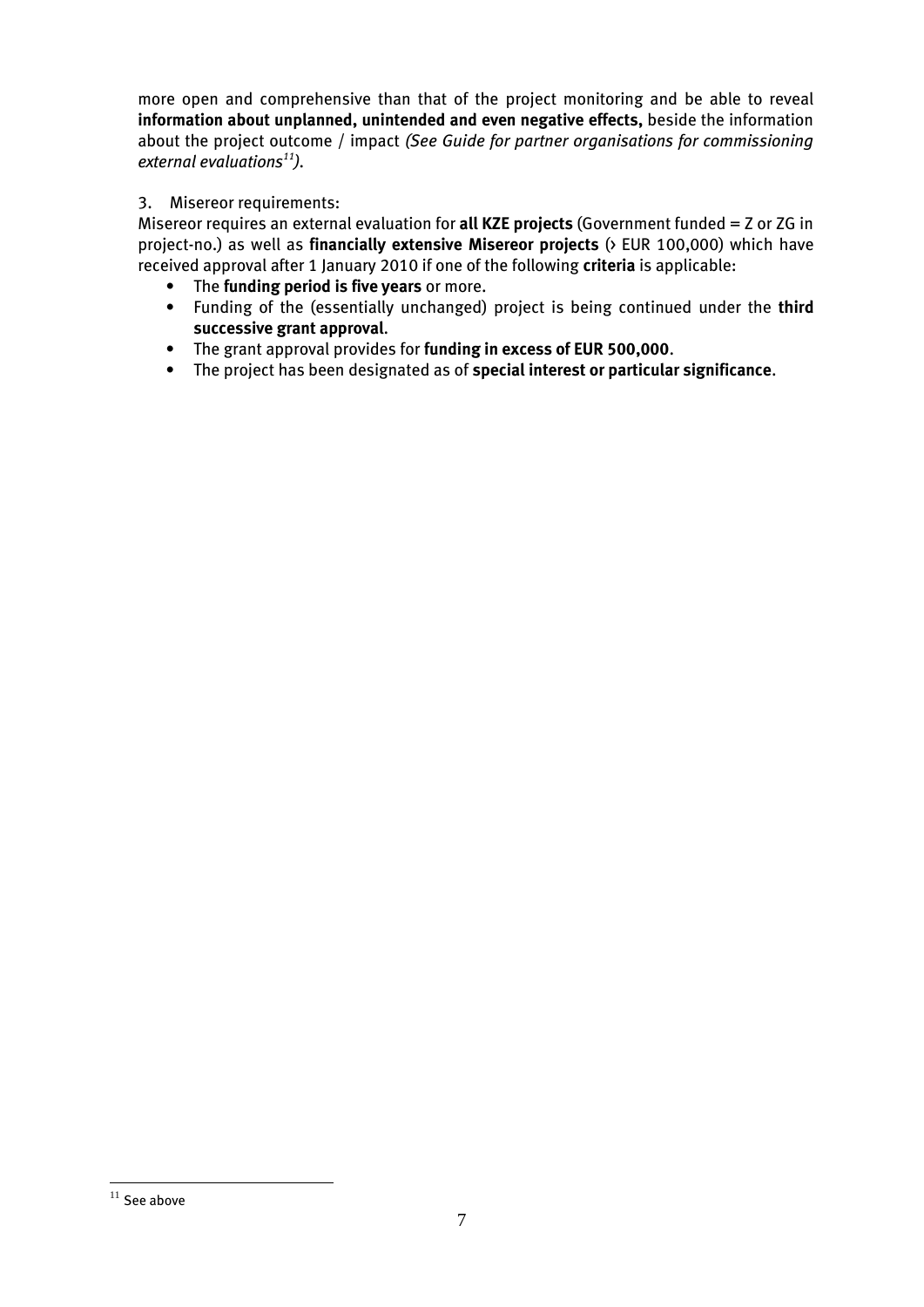more open and comprehensive than that of the project monitoring and be able to reveal **information about unplanned, unintended and even negative effects,** beside the information about the project outcome / impact *(See Guide for partner organisations for commissioning external evaluations[11])*.

3. Misereor requirements:

Misereor requires an external evaluation for **all KZE projects** (Government funded = Z or ZG in project-no.) as well as **financially extensive Misereor projects** (> EUR 100,000) which have received approval after 1 January 2010 if one of the following **criteria** is applicable:

- The **funding period is five years** or more.
- Funding of the (essentially unchanged) project is being continued under the **third successive grant approval**.
- The grant approval provides for **funding in excess of EUR 500,000**.
- The project has been designated as of **special interest or particular significance**.

[11] See above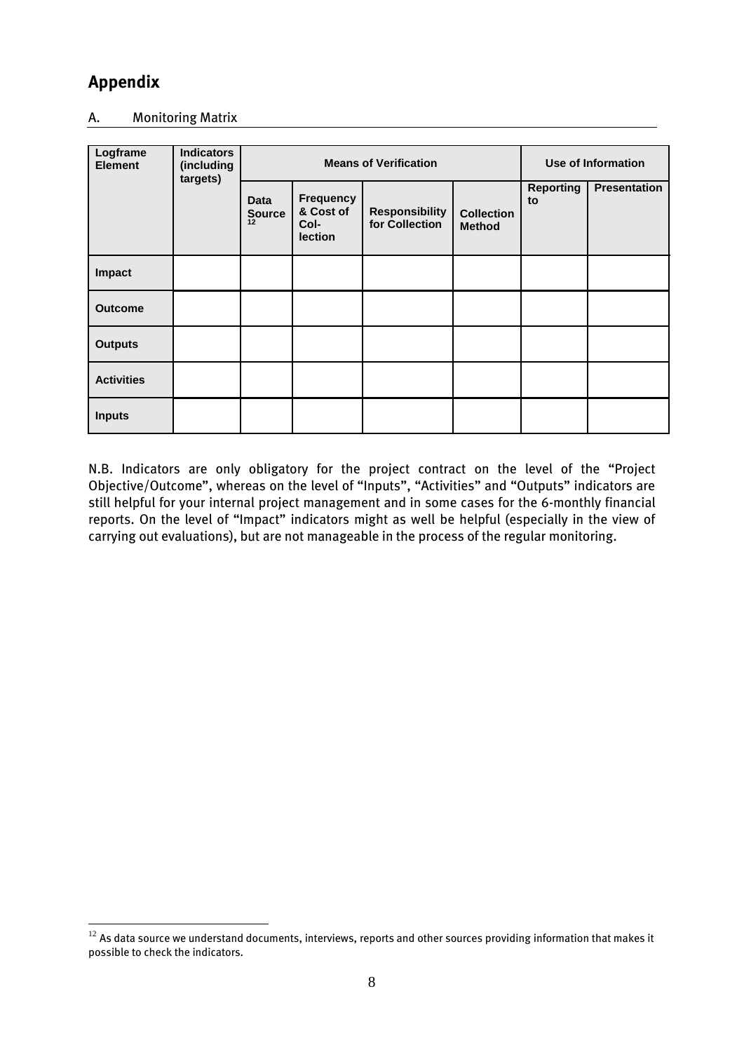# Appendix

## A. Monitoring Matrix

| Logframe Element | Indicators (including targets) | Means of Verification | | | | Use of Information | |
|---|---|---|---|---|---|---|---|
| | | Data Source[12] | Frequency & Cost of Col-lection | Responsibility for Collection | Collection Method | Reporting to | Presentation |
| **Impact** | | | | | | | |
| **Outcome** | | | | | | | |
| **Outputs** | | | | | | | |
| **Activities** | | | | | | | |
| **Inputs** | | | | | | | |

N.B. Indicators are only obligatory for the project contract on the level of the "Project Objective/Outcome", whereas on the level of "Inputs", "Activities" and "Outputs" indicators are still helpful for your internal project management and in some cases for the 6-monthly financial reports. On the level of "Impact" indicators might as well be helpful (especially in the view of carrying out evaluations), but are not manageable in the process of the regular monitoring.

[12] As data source we understand documents, interviews, reports and other sources providing information that makes it possible to check the indicators.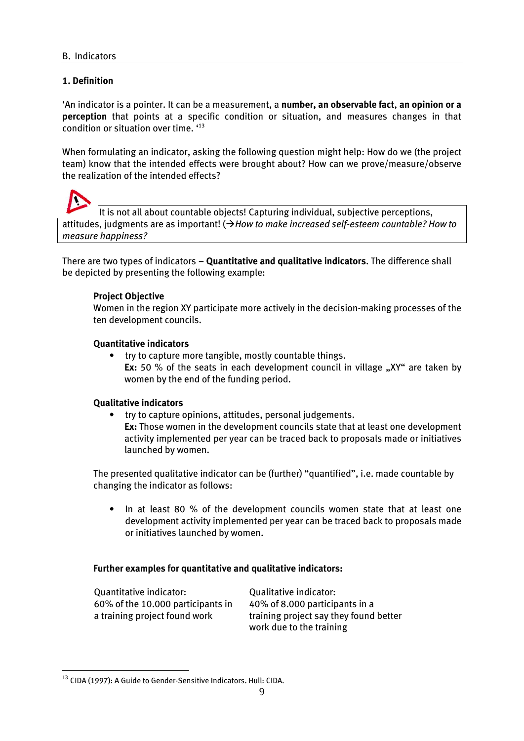## B. Indicators

### 1. Definition

'An indicator is a pointer. It can be a measurement, a **number, an observable fact**, **an opinion or a perception** that points at a specific condition or situation, and measures changes in that condition or situation over time. '[13]

When formulating an indicator, asking the following question might help: How do we (the project team) know that the intended effects were brought about? How can we prove/measure/observe the realization of the intended effects?

> It is not all about countable objects! Capturing individual, subjective perceptions, attitudes, judgments are as important! (→*How to make increased self-esteem countable? How to measure happiness?*

There are two types of indicators – **Quantitative and qualitative indicators**. The difference shall be depicted by presenting the following example:

**Project Objective**
Women in the region XY participate more actively in the decision-making processes of the ten development councils.

**Quantitative indicators**

- try to capture more tangible, mostly countable things.
  **Ex:** 50 % of the seats in each development council in village „XY" are taken by women by the end of the funding period.

**Qualitative indicators**

- try to capture opinions, attitudes, personal judgements.
  **Ex:** Those women in the development councils state that at least one development activity implemented per year can be traced back to proposals made or initiatives launched by women.

The presented qualitative indicator can be (further) "quantified", i.e. made countable by changing the indicator as follows:

- In at least 80 % of the development councils women state that at least one development activity implemented per year can be traced back to proposals made or initiatives launched by women.

**Further examples for quantitative and qualitative indicators:**

| Quantitative indicator: | Qualitative indicator: |
|---|---|
| 60% of the 10.000 participants in a training project found work | 40% of 8.000 participants in a training project say they found better work due to the training |

[13] CIDA (1997): A Guide to Gender-Sensitive Indicators. Hull: CIDA.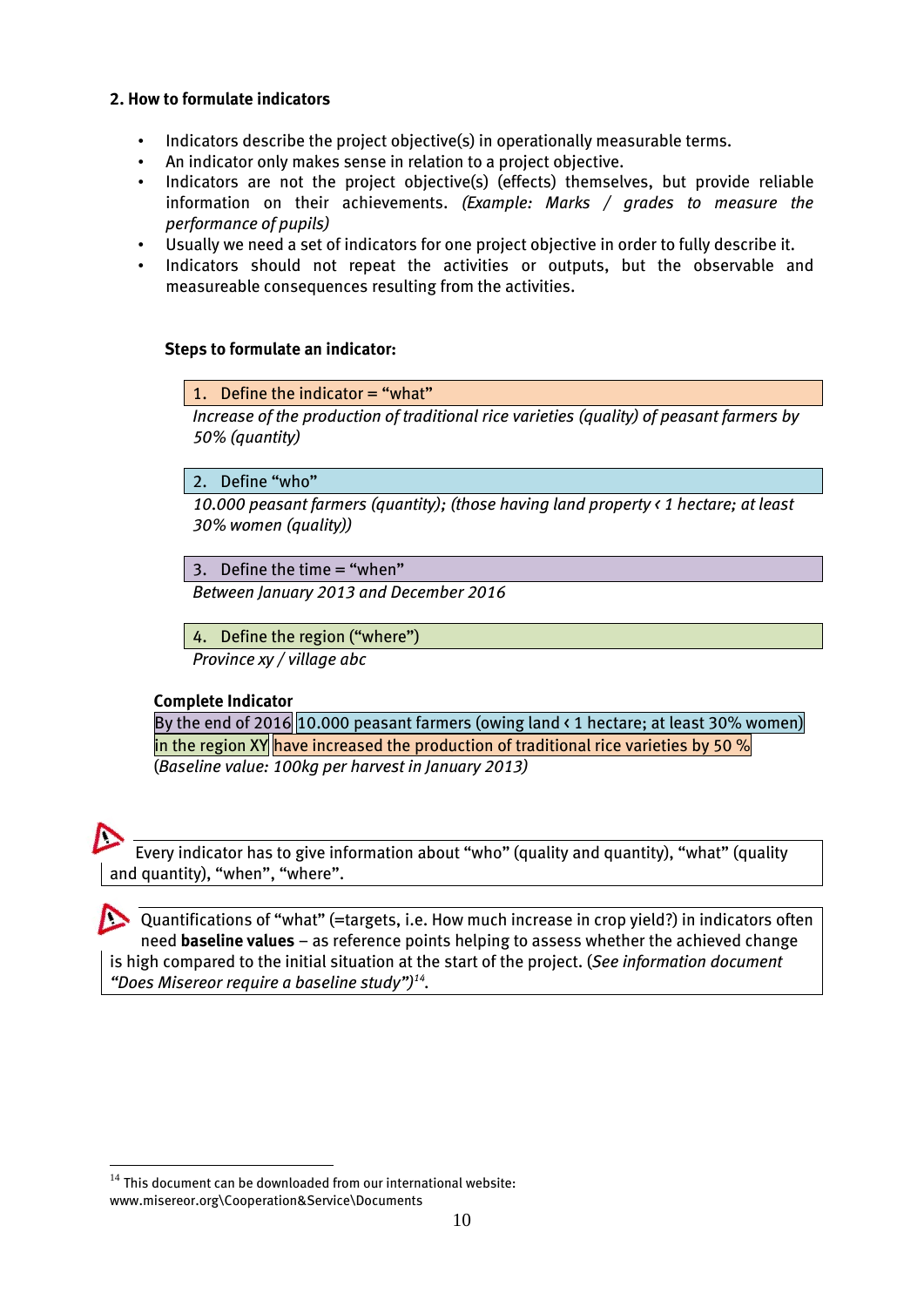## 2. How to formulate indicators

- Indicators describe the project objective(s) in operationally measurable terms.
- An indicator only makes sense in relation to a project objective.
- Indicators are not the project objective(s) (effects) themselves, but provide reliable information on their achievements. *(Example: Marks / grades to measure the performance of pupils)*
- Usually we need a set of indicators for one project objective in order to fully describe it.
- Indicators should not repeat the activities or outputs, but the observable and measureable consequences resulting from the activities.

### Steps to formulate an indicator:

1. Define the indicator = "what"

*Increase of the production of traditional rice varieties (quality) of peasant farmers by 50% (quantity)*

2. Define "who"

*10.000 peasant farmers (quantity); (those having land property ‹ 1 hectare; at least 30% women (quality))*

3. Define the time = "when"

*Between January 2013 and December 2016*

4. Define the region ("where")

*Province xy / village abc*

**Complete Indicator**

By the end of 2016 10.000 peasant farmers (owing land ‹ 1 hectare; at least 30% women) in the region XY have increased the production of traditional rice varieties by 50 %
(*Baseline value: 100kg per harvest in January 2013)*

Every indicator has to give information about "who" (quality and quantity), "what" (quality and quantity), "when", "where".

Quantifications of "what" (=targets, i.e. How much increase in crop yield?) in indicators often need **baseline values** – as reference points helping to assess whether the achieved change is high compared to the initial situation at the start of the project. (*See information document "Does Misereor require a baseline study")*[14].

[14] This document can be downloaded from our international website: www.misereor.org\Cooperation&Service\Documents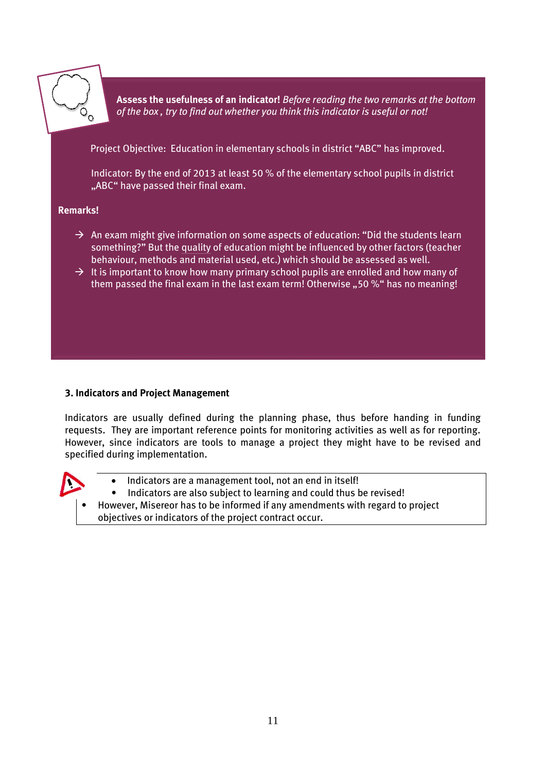**Assess the usefulness of an indicator!** *Before reading the two remarks at the bottom of the box , try to find out whether you think this indicator is useful or not!*

Project Objective: Education in elementary schools in district “ABC” has improved.

Indicator: By the end of 2013 at least 50 % of the elementary school pupils in district „ABC“ have passed their final exam.

**Remarks!**

→ An exam might give information on some aspects of education: “Did the students learn something?” But the quality of education might be influenced by other factors (teacher behaviour, methods and material used, etc.) which should be assessed as well.

→ It is important to know how many primary school pupils are enrolled and how many of them passed the final exam in the last exam term! Otherwise „50 %“ has no meaning!

### 3. Indicators and Project Management

Indicators are usually defined during the planning phase, thus before handing in funding requests. They are important reference points for monitoring activities as well as for reporting. However, since indicators are tools to manage a project they might have to be revised and specified during implementation.

- Indicators are a management tool, not an end in itself!
- Indicators are also subject to learning and could thus be revised!
- However, Misereor has to be informed if any amendments with regard to project objectives or indicators of the project contract occur.